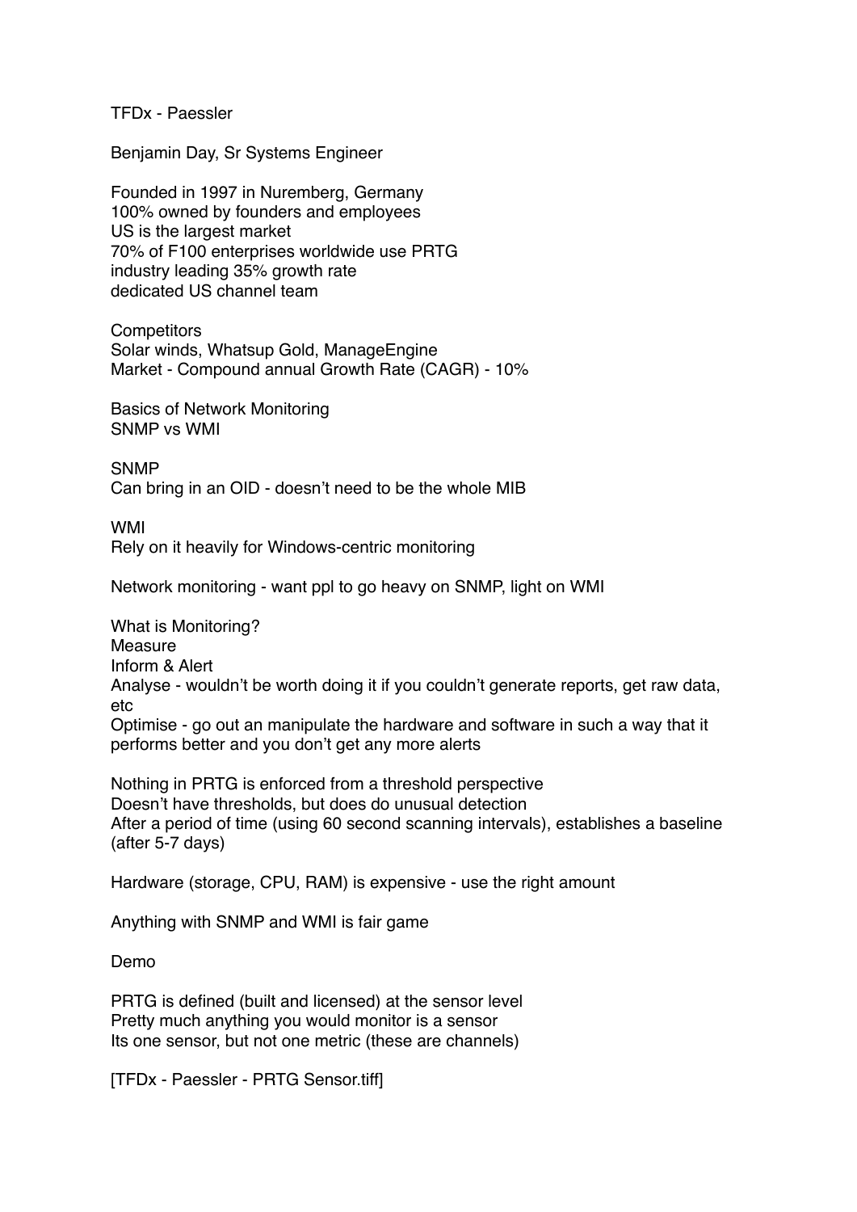TFDx - Paessler

Benjamin Day, Sr Systems Engineer

Founded in 1997 in Nuremberg, Germany
100% owned by founders and employees
US is the largest market
70% of F100 enterprises worldwide use PRTG
industry leading 35% growth rate
dedicated US channel team

Competitors
Solar winds, Whatsup Gold, ManageEngine
Market - Compound annual Growth Rate (CAGR) - 10%

Basics of Network Monitoring
SNMP vs WMI

SNMP
Can bring in an OID - doesn't need to be the whole MIB

WMI
Rely on it heavily for Windows-centric monitoring

Network monitoring - want ppl to go heavy on SNMP, light on WMI

What is Monitoring?
Measure
Inform & Alert
Analyse - wouldn't be worth doing it if you couldn't generate reports, get raw data, etc
Optimise - go out an manipulate the hardware and software in such a way that it performs better and you don't get any more alerts

Nothing in PRTG is enforced from a threshold perspective
Doesn't have thresholds, but does do unusual detection
After a period of time (using 60 second scanning intervals), establishes a baseline (after 5-7 days)

Hardware (storage, CPU, RAM) is expensive - use the right amount

Anything with SNMP and WMI is fair game

Demo

PRTG is defined (built and licensed) at the sensor level
Pretty much anything you would monitor is a sensor
Its one sensor, but not one metric (these are channels)

[TFDx - Paessler - PRTG Sensor.tiff]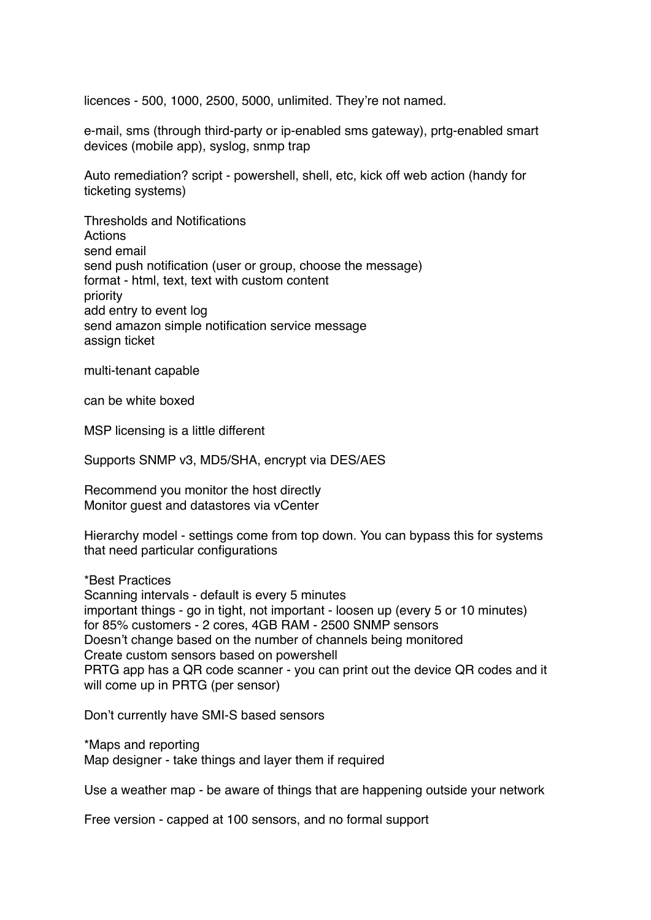licences - 500, 1000, 2500, 5000, unlimited. They're not named.

e-mail, sms (through third-party or ip-enabled sms gateway), prtg-enabled smart devices (mobile app), syslog, snmp trap

Auto remediation? script - powershell, shell, etc, kick off web action (handy for ticketing systems)

Thresholds and Notifications
Actions
send email
send push notification (user or group, choose the message)
format - html, text, text with custom content
priority
add entry to event log
send amazon simple notification service message
assign ticket

multi-tenant capable

can be white boxed

MSP licensing is a little different

Supports SNMP v3, MD5/SHA, encrypt via DES/AES

Recommend you monitor the host directly
Monitor guest and datastores via vCenter

Hierarchy model - settings come from top down. You can bypass this for systems that need particular configurations

*Best Practices
Scanning intervals - default is every 5 minutes
important things - go in tight, not important - loosen up (every 5 or 10 minutes)
for 85% customers - 2 cores, 4GB RAM - 2500 SNMP sensors
Doesn't change based on the number of channels being monitored
Create custom sensors based on powershell
PRTG app has a QR code scanner - you can print out the device QR codes and it will come up in PRTG (per sensor)

Don't currently have SMI-S based sensors

*Maps and reporting
Map designer - take things and layer them if required

Use a weather map - be aware of things that are happening outside your network

Free version - capped at 100 sensors, and no formal support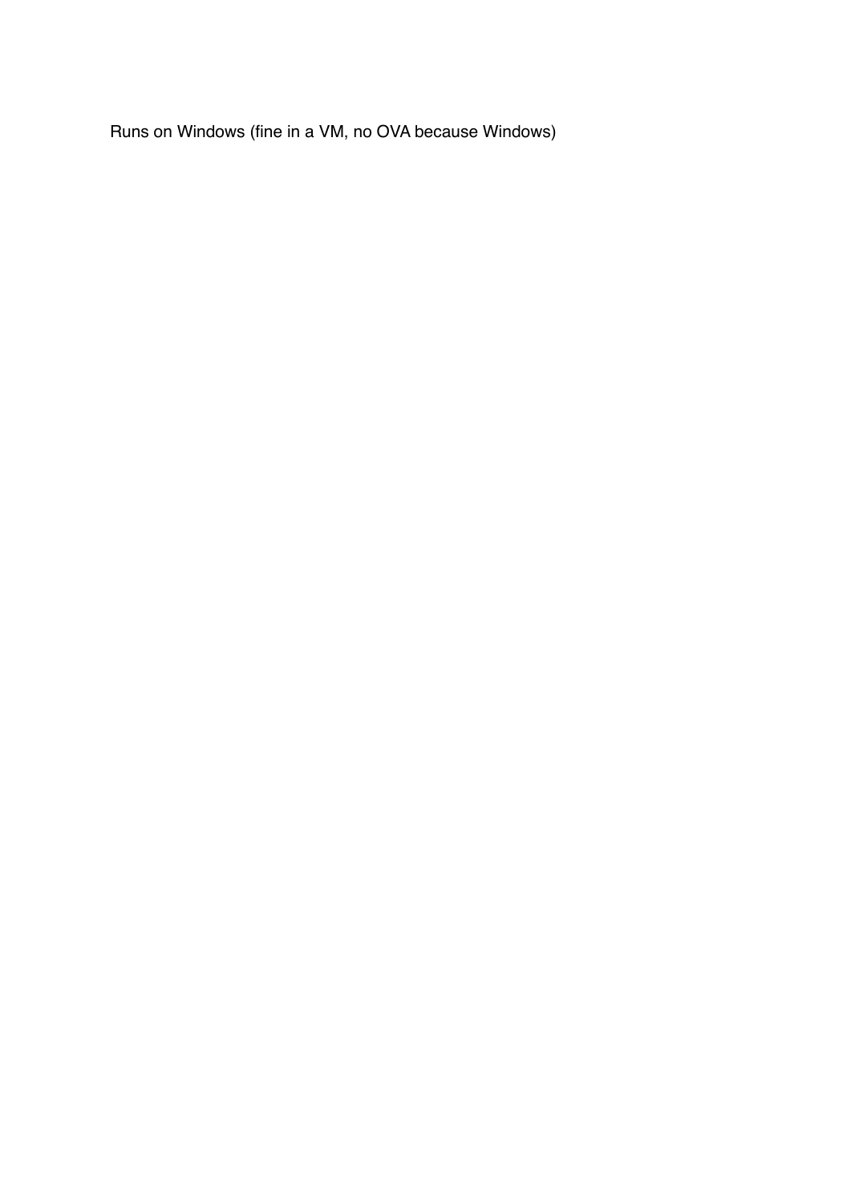Runs on Windows (fine in a VM, no OVA because Windows)